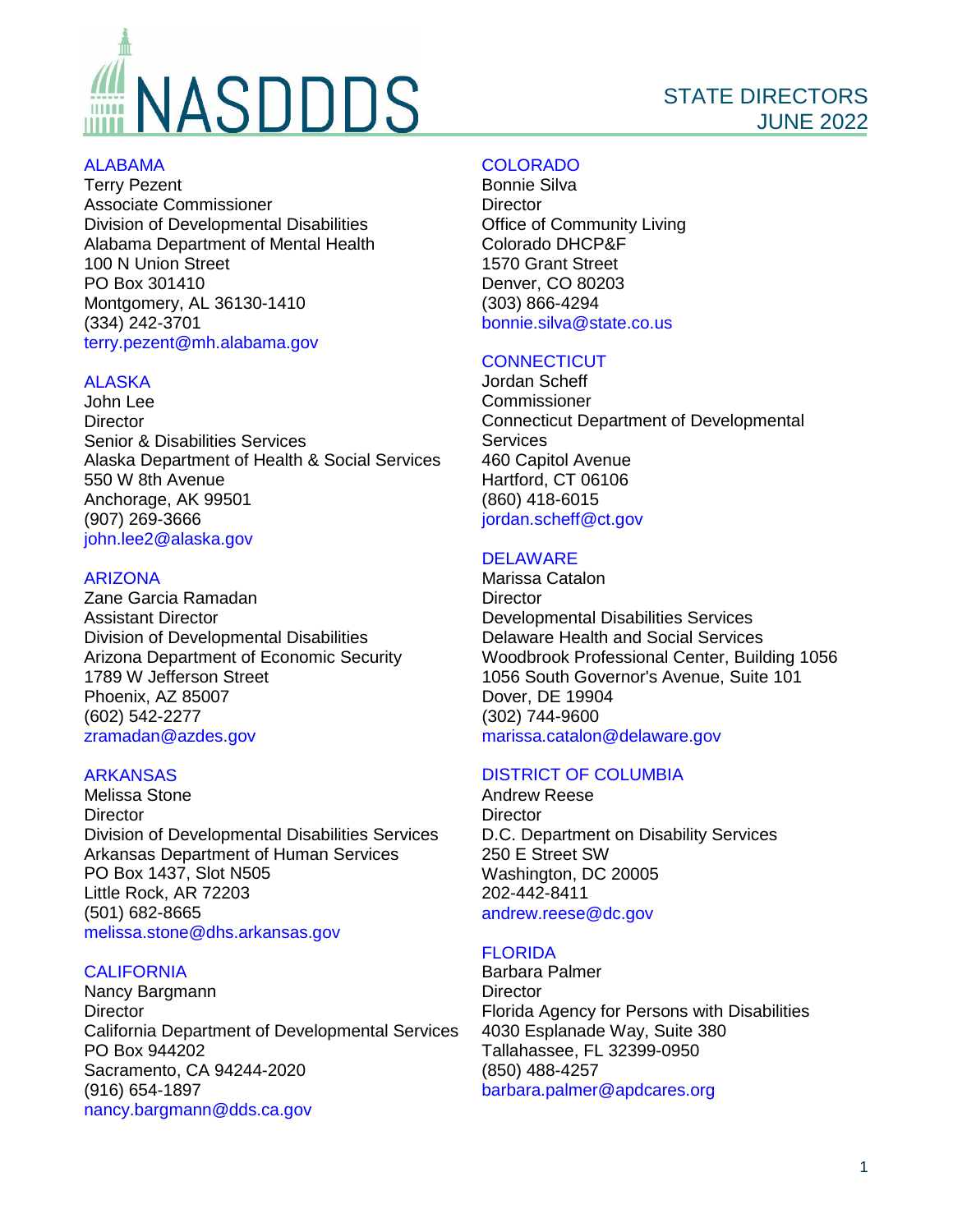# NASDDDS

## STATE DIRECTORS
## JUNE 2022

### ALABAMA
Terry Pezent
Associate Commissioner
Division of Developmental Disabilities
Alabama Department of Mental Health
100 N Union Street
PO Box 301410
Montgomery, AL 36130-1410
(334) 242-3701
terry.pezent@mh.alabama.gov

### ALASKA
John Lee
Director
Senior & Disabilities Services
Alaska Department of Health & Social Services
550 W 8th Avenue
Anchorage, AK 99501
(907) 269-3666
john.lee2@alaska.gov

### ARIZONA
Zane Garcia Ramadan
Assistant Director
Division of Developmental Disabilities
Arizona Department of Economic Security
1789 W Jefferson Street
Phoenix, AZ 85007
(602) 542-2277
zramadan@azdes.gov

### ARKANSAS
Melissa Stone
Director
Division of Developmental Disabilities Services
Arkansas Department of Human Services
PO Box 1437, Slot N505
Little Rock, AR 72203
(501) 682-8665
melissa.stone@dhs.arkansas.gov

### CALIFORNIA
Nancy Bargmann
Director
California Department of Developmental Services
PO Box 944202
Sacramento, CA 94244-2020
(916) 654-1897
nancy.bargmann@dds.ca.gov

### COLORADO
Bonnie Silva
Director
Office of Community Living
Colorado DHCP&F
1570 Grant Street
Denver, CO 80203
(303) 866-4294
bonnie.silva@state.co.us

### CONNECTICUT
Jordan Scheff
Commissioner
Connecticut Department of Developmental Services
460 Capitol Avenue
Hartford, CT 06106
(860) 418-6015
jordan.scheff@ct.gov

### DELAWARE
Marissa Catalon
Director
Developmental Disabilities Services
Delaware Health and Social Services
Woodbrook Professional Center, Building 1056
1056 South Governor's Avenue, Suite 101
Dover, DE 19904
(302) 744-9600
marissa.catalon@delaware.gov

### DISTRICT OF COLUMBIA
Andrew Reese
Director
D.C. Department on Disability Services
250 E Street SW
Washington, DC 20005
202-442-8411
andrew.reese@dc.gov

### FLORIDA
Barbara Palmer
Director
Florida Agency for Persons with Disabilities
4030 Esplanade Way, Suite 380
Tallahassee, FL 32399-0950
(850) 488-4257
barbara.palmer@apdcares.org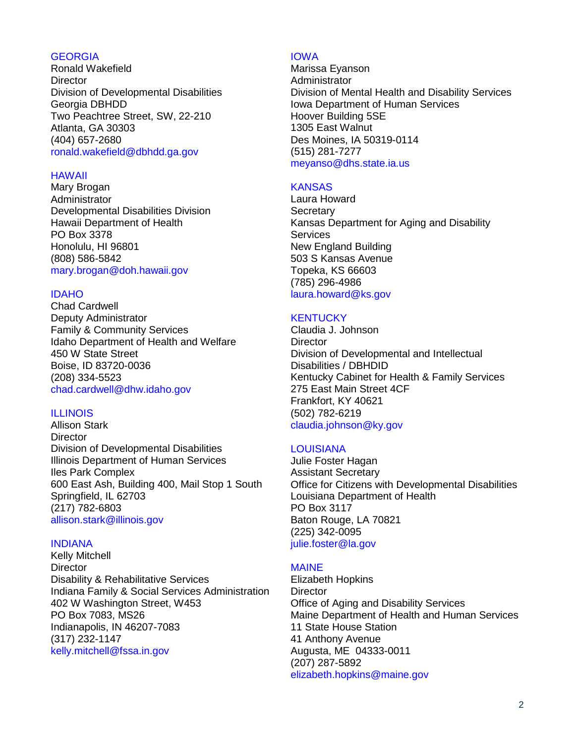## GEORGIA

Ronald Wakefield
Director
Division of Developmental Disabilities
Georgia DBHDD
Two Peachtree Street, SW, 22-210
Atlanta, GA 30303
(404) 657-2680
ronald.wakefield@dbhdd.ga.gov

## HAWAII

Mary Brogan
Administrator
Developmental Disabilities Division
Hawaii Department of Health
PO Box 3378
Honolulu, HI 96801
(808) 586-5842
mary.brogan@doh.hawaii.gov

## IDAHO

Chad Cardwell
Deputy Administrator
Family & Community Services
Idaho Department of Health and Welfare
450 W State Street
Boise, ID 83720-0036
(208) 334-5523
chad.cardwell@dhw.idaho.gov

## ILLINOIS

Allison Stark
Director
Division of Developmental Disabilities
Illinois Department of Human Services
Iles Park Complex
600 East Ash, Building 400, Mail Stop 1 South
Springfield, IL 62703
(217) 782-6803
allison.stark@illinois.gov

## INDIANA

Kelly Mitchell
Director
Disability & Rehabilitative Services
Indiana Family & Social Services Administration
402 W Washington Street, W453
PO Box 7083, MS26
Indianapolis, IN 46207-7083
(317) 232-1147
kelly.mitchell@fssa.in.gov

## IOWA

Marissa Eyanson
Administrator
Division of Mental Health and Disability Services
Iowa Department of Human Services
Hoover Building 5SE
1305 East Walnut
Des Moines, IA 50319-0114
(515) 281-7277
meyanso@dhs.state.ia.us

## KANSAS

Laura Howard
Secretary
Kansas Department for Aging and Disability Services
New England Building
503 S Kansas Avenue
Topeka, KS 66603
(785) 296-4986
laura.howard@ks.gov

## KENTUCKY

Claudia J. Johnson
Director
Division of Developmental and Intellectual Disabilities / DBHDID
Kentucky Cabinet for Health & Family Services
275 East Main Street 4CF
Frankfort, KY 40621
(502) 782-6219
claudia.johnson@ky.gov

## LOUISIANA

Julie Foster Hagan
Assistant Secretary
Office for Citizens with Developmental Disabilities
Louisiana Department of Health
PO Box 3117
Baton Rouge, LA 70821
(225) 342-0095
julie.foster@la.gov

## MAINE

Elizabeth Hopkins
Director
Office of Aging and Disability Services
Maine Department of Health and Human Services
11 State House Station
41 Anthony Avenue
Augusta, ME 04333-0011
(207) 287-5892
elizabeth.hopkins@maine.gov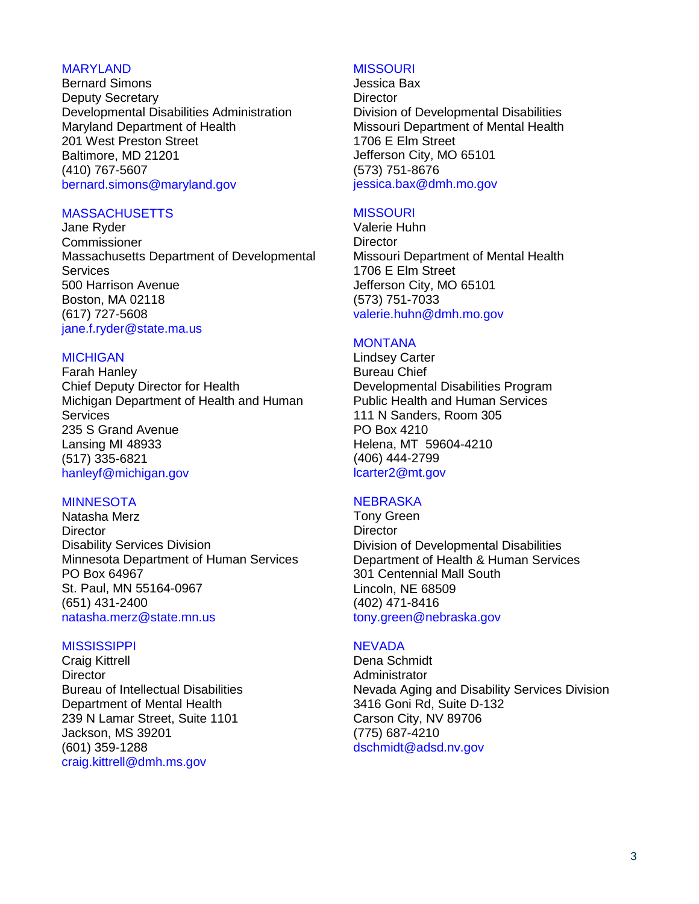MARYLAND
Bernard Simons
Deputy Secretary
Developmental Disabilities Administration
Maryland Department of Health
201 West Preston Street
Baltimore, MD 21201
(410) 767-5607
bernard.simons@maryland.gov

MASSACHUSETTS
Jane Ryder
Commissioner
Massachusetts Department of Developmental Services
500 Harrison Avenue
Boston, MA 02118
(617) 727-5608
jane.f.ryder@state.ma.us

MICHIGAN
Farah Hanley
Chief Deputy Director for Health
Michigan Department of Health and Human Services
235 S Grand Avenue
Lansing MI 48933
(517) 335-6821
hanleyf@michigan.gov

MINNESOTA
Natasha Merz
Director
Disability Services Division
Minnesota Department of Human Services
PO Box 64967
St. Paul, MN 55164-0967
(651) 431-2400
natasha.merz@state.mn.us

MISSISSIPPI
Craig Kittrell
Director
Bureau of Intellectual Disabilities
Department of Mental Health
239 N Lamar Street, Suite 1101
Jackson, MS 39201
(601) 359-1288
craig.kittrell@dmh.ms.gov

MISSOURI
Jessica Bax
Director
Division of Developmental Disabilities
Missouri Department of Mental Health
1706 E Elm Street
Jefferson City, MO 65101
(573) 751-8676
jessica.bax@dmh.mo.gov

MISSOURI
Valerie Huhn
Director
Missouri Department of Mental Health
1706 E Elm Street
Jefferson City, MO 65101
(573) 751-7033
valerie.huhn@dmh.mo.gov

MONTANA
Lindsey Carter
Bureau Chief
Developmental Disabilities Program
Public Health and Human Services
111 N Sanders, Room 305
PO Box 4210
Helena, MT 59604-4210
(406) 444-2799
lcarter2@mt.gov

NEBRASKA
Tony Green
Director
Division of Developmental Disabilities
Department of Health & Human Services
301 Centennial Mall South
Lincoln, NE 68509
(402) 471-8416
tony.green@nebraska.gov

NEVADA
Dena Schmidt
Administrator
Nevada Aging and Disability Services Division
3416 Goni Rd, Suite D-132
Carson City, NV 89706
(775) 687-4210
dschmidt@adsd.nv.gov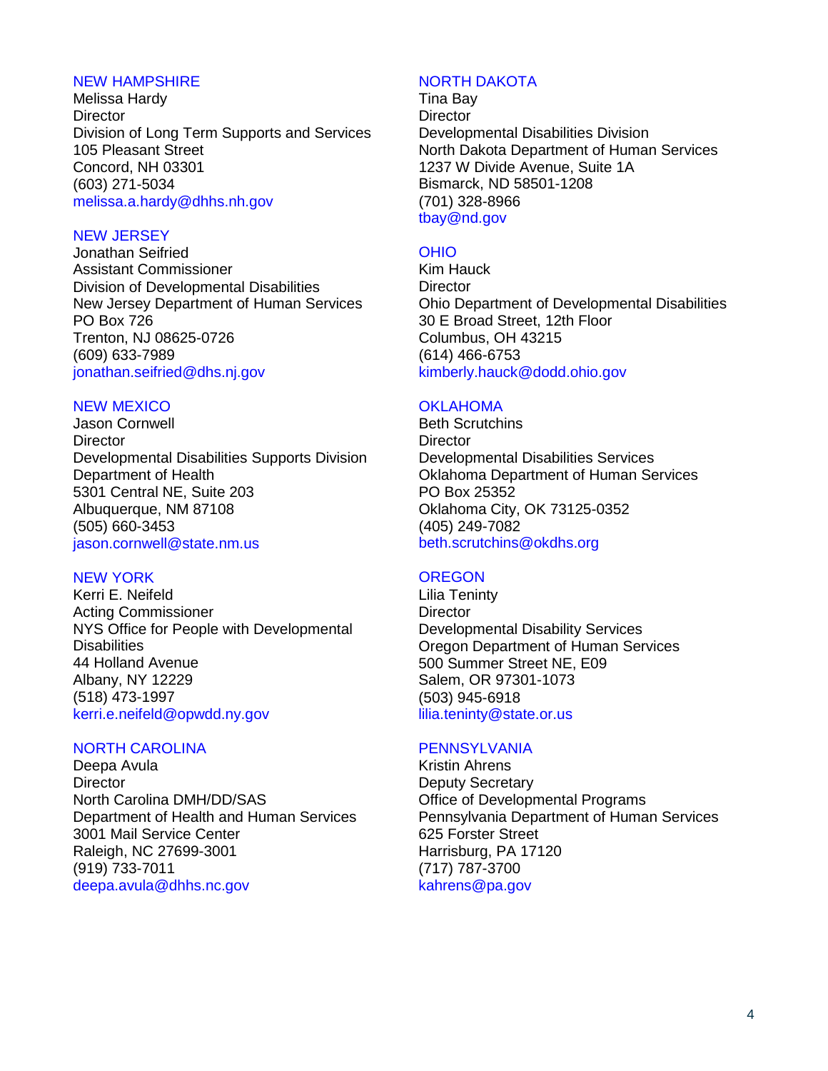NEW HAMPSHIRE
Melissa Hardy
Director
Division of Long Term Supports and Services
105 Pleasant Street
Concord, NH 03301
(603) 271-5034
melissa.a.hardy@dhhs.nh.gov

NEW JERSEY
Jonathan Seifried
Assistant Commissioner
Division of Developmental Disabilities
New Jersey Department of Human Services
PO Box 726
Trenton, NJ 08625-0726
(609) 633-7989
jonathan.seifried@dhs.nj.gov

NEW MEXICO
Jason Cornwell
Director
Developmental Disabilities Supports Division
Department of Health
5301 Central NE, Suite 203
Albuquerque, NM 87108
(505) 660-3453
jason.cornwell@state.nm.us

NEW YORK
Kerri E. Neifeld
Acting Commissioner
NYS Office for People with Developmental Disabilities
44 Holland Avenue
Albany, NY 12229
(518) 473-1997
kerri.e.neifeld@opwdd.ny.gov

NORTH CAROLINA
Deepa Avula
Director
North Carolina DMH/DD/SAS
Department of Health and Human Services
3001 Mail Service Center
Raleigh, NC 27699-3001
(919) 733-7011
deepa.avula@dhhs.nc.gov

NORTH DAKOTA
Tina Bay
Director
Developmental Disabilities Division
North Dakota Department of Human Services
1237 W Divide Avenue, Suite 1A
Bismarck, ND 58501-1208
(701) 328-8966
tbay@nd.gov

OHIO
Kim Hauck
Director
Ohio Department of Developmental Disabilities
30 E Broad Street, 12th Floor
Columbus, OH 43215
(614) 466-6753
kimberly.hauck@dodd.ohio.gov

OKLAHOMA
Beth Scrutchins
Director
Developmental Disabilities Services
Oklahoma Department of Human Services
PO Box 25352
Oklahoma City, OK 73125-0352
(405) 249-7082
beth.scrutchins@okdhs.org

OREGON
Lilia Teninty
Director
Developmental Disability Services
Oregon Department of Human Services
500 Summer Street NE, E09
Salem, OR 97301-1073
(503) 945-6918
lilia.teninty@state.or.us

PENNSYLVANIA
Kristin Ahrens
Deputy Secretary
Office of Developmental Programs
Pennsylvania Department of Human Services
625 Forster Street
Harrisburg, PA 17120
(717) 787-3700
kahrens@pa.gov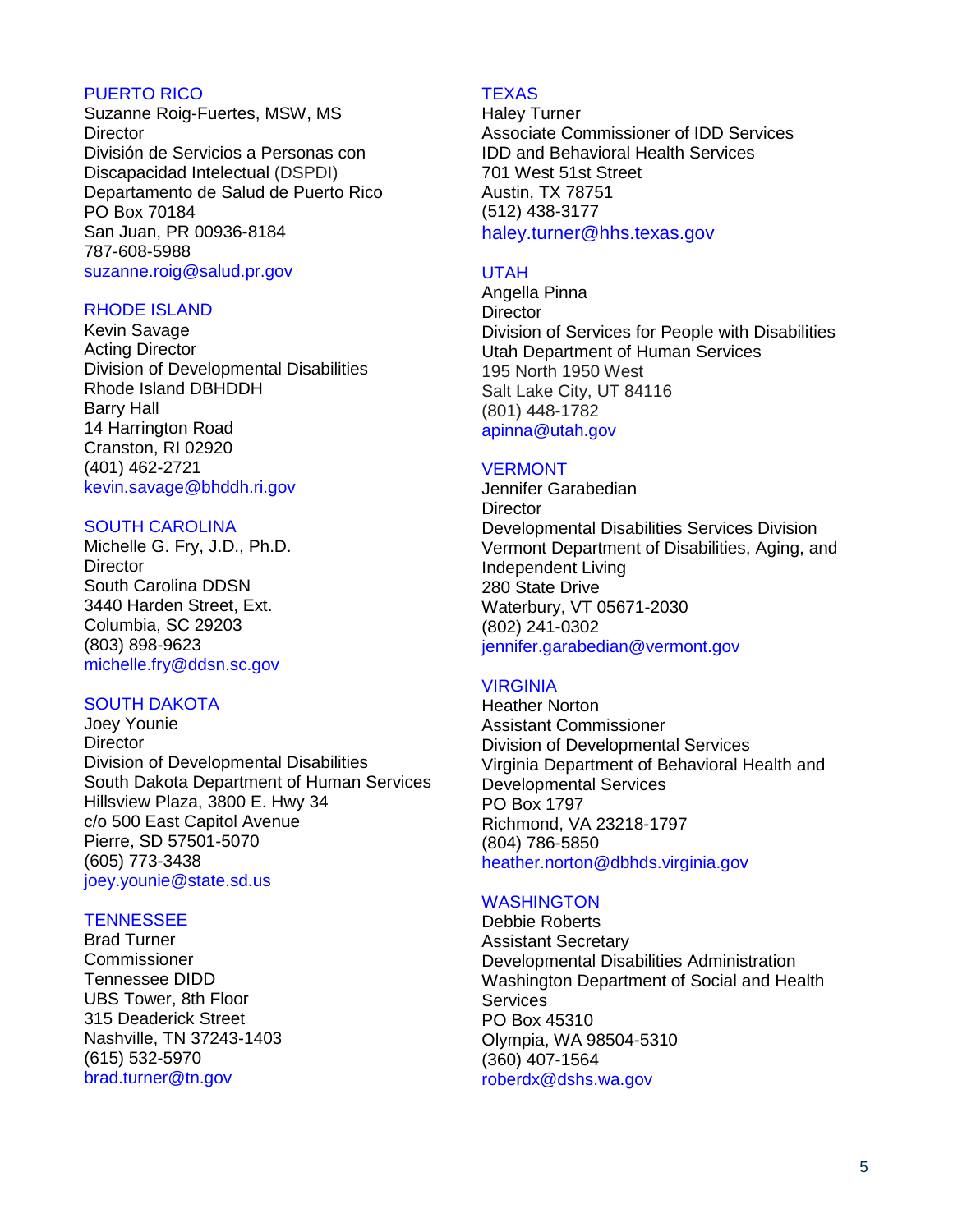## PUERTO RICO

Suzanne Roig-Fuertes, MSW, MS
Director
División de Servicios a Personas con Discapacidad Intelectual (DSPDI)
Departamento de Salud de Puerto Rico
PO Box 70184
San Juan, PR 00936-8184
787-608-5988
suzanne.roig@salud.pr.gov

## RHODE ISLAND

Kevin Savage
Acting Director
Division of Developmental Disabilities
Rhode Island DBHDDH
Barry Hall
14 Harrington Road
Cranston, RI 02920
(401) 462-2721
kevin.savage@bhddh.ri.gov

## SOUTH CAROLINA

Michelle G. Fry, J.D., Ph.D.
Director
South Carolina DDSN
3440 Harden Street, Ext.
Columbia, SC 29203
(803) 898-9623
michelle.fry@ddsn.sc.gov

## SOUTH DAKOTA

Joey Younie
Director
Division of Developmental Disabilities
South Dakota Department of Human Services
Hillsview Plaza, 3800 E. Hwy 34
c/o 500 East Capitol Avenue
Pierre, SD 57501-5070
(605) 773-3438
joey.younie@state.sd.us

## TENNESSEE

Brad Turner
Commissioner
Tennessee DIDD
UBS Tower, 8th Floor
315 Deaderick Street
Nashville, TN 37243-1403
(615) 532-5970
brad.turner@tn.gov

## TEXAS

Haley Turner
Associate Commissioner of IDD Services
IDD and Behavioral Health Services
701 West 51st Street
Austin, TX 78751
(512) 438-3177
haley.turner@hhs.texas.gov

## UTAH

Angella Pinna
Director
Division of Services for People with Disabilities
Utah Department of Human Services
195 North 1950 West
Salt Lake City, UT 84116
(801) 448-1782
apinna@utah.gov

## VERMONT

Jennifer Garabedian
Director
Developmental Disabilities Services Division
Vermont Department of Disabilities, Aging, and Independent Living
280 State Drive
Waterbury, VT 05671-2030
(802) 241-0302
jennifer.garabedian@vermont.gov

## VIRGINIA

Heather Norton
Assistant Commissioner
Division of Developmental Services
Virginia Department of Behavioral Health and Developmental Services
PO Box 1797
Richmond, VA 23218-1797
(804) 786-5850
heather.norton@dbhds.virginia.gov

## WASHINGTON

Debbie Roberts
Assistant Secretary
Developmental Disabilities Administration
Washington Department of Social and Health Services
PO Box 45310
Olympia, WA 98504-5310
(360) 407-1564
roberdx@dshs.wa.gov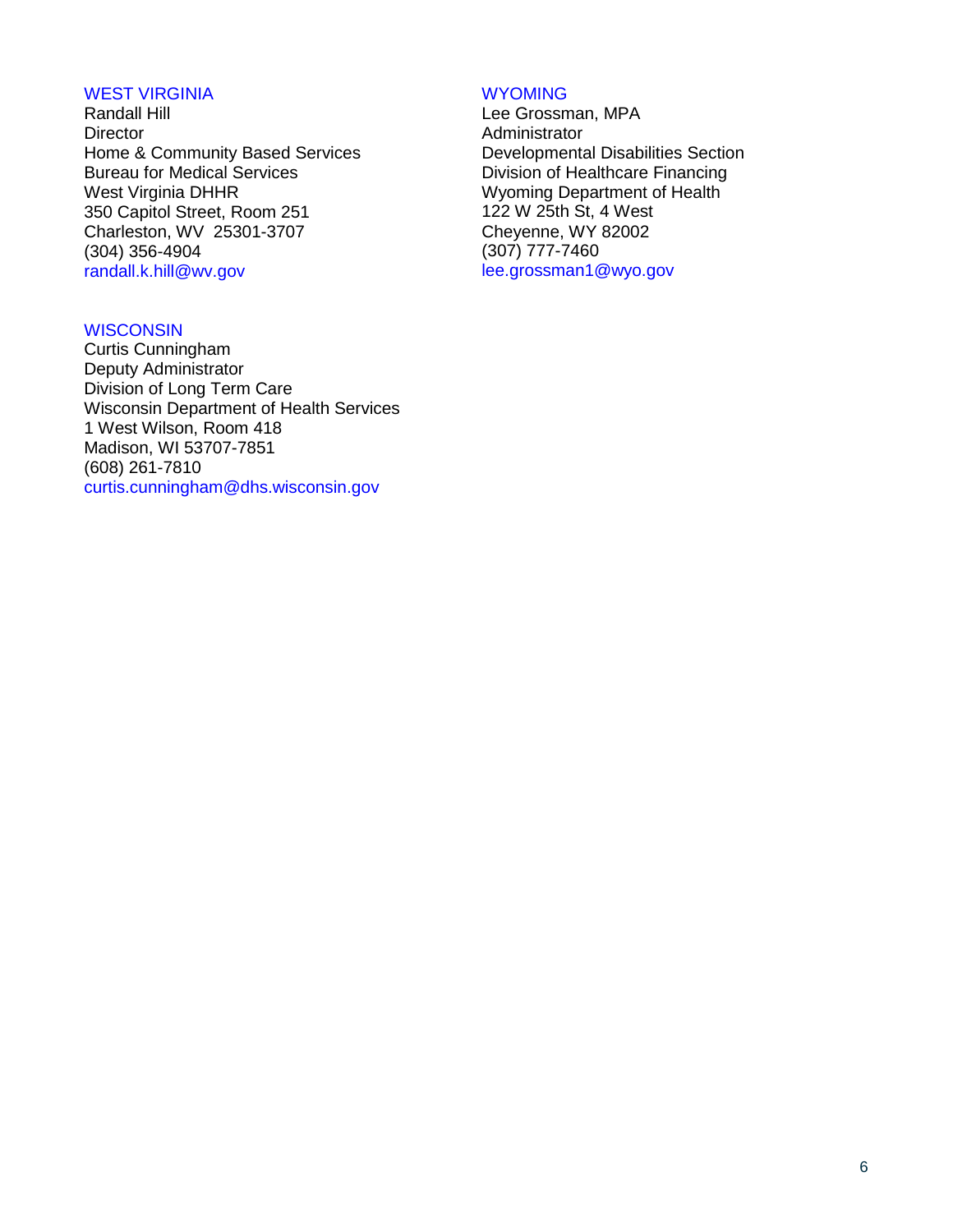WEST VIRGINIA
Randall Hill
Director
Home & Community Based Services
Bureau for Medical Services
West Virginia DHHR
350 Capitol Street, Room 251
Charleston, WV 25301-3707
(304) 356-4904
randall.k.hill@wv.gov

WISCONSIN
Curtis Cunningham
Deputy Administrator
Division of Long Term Care
Wisconsin Department of Health Services
1 West Wilson, Room 418
Madison, WI 53707-7851
(608) 261-7810
curtis.cunningham@dhs.wisconsin.gov

WYOMING
Lee Grossman, MPA
Administrator
Developmental Disabilities Section
Division of Healthcare Financing
Wyoming Department of Health
122 W 25th St, 4 West
Cheyenne, WY 82002
(307) 777-7460
lee.grossman1@wyo.gov